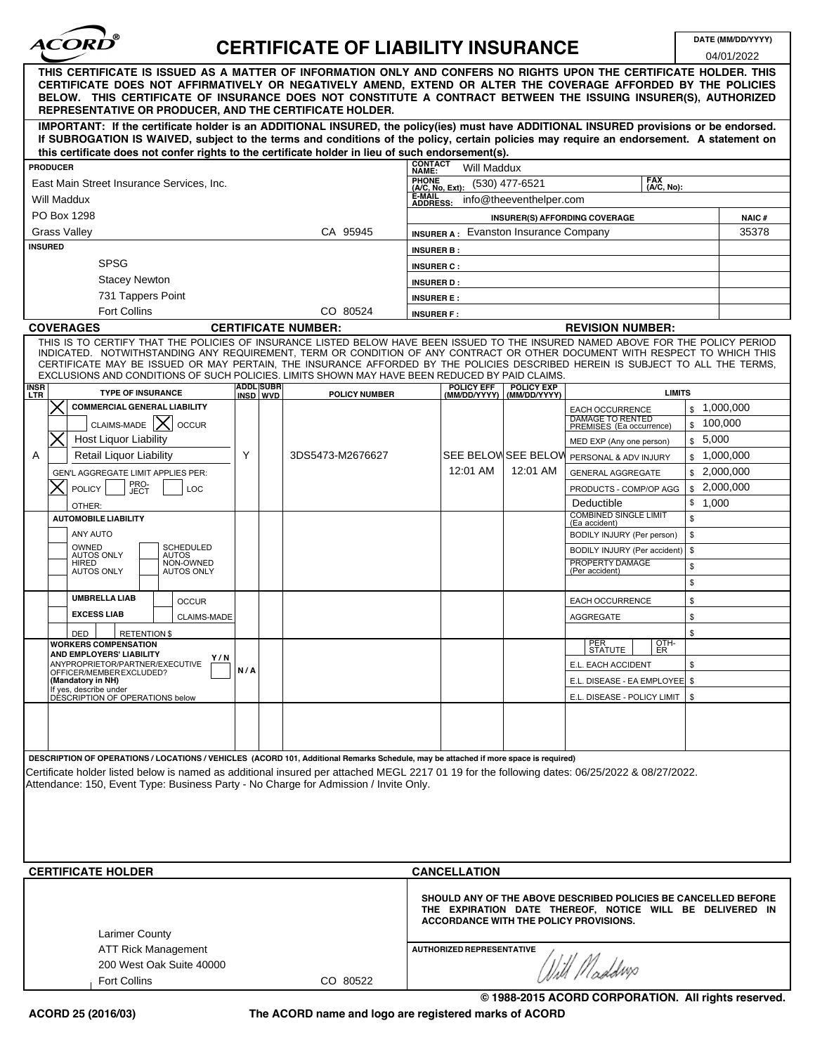# ACORD® CERTIFICATE OF LIABILITY INSURANCE

**DATE (MM/DD/YYYY)** 04/01/2022

**THIS CERTIFICATE IS ISSUED AS A MATTER OF INFORMATION ONLY AND CONFERS NO RIGHTS UPON THE CERTIFICATE HOLDER. THIS CERTIFICATE DOES NOT AFFIRMATIVELY OR NEGATIVELY AMEND, EXTEND OR ALTER THE COVERAGE AFFORDED BY THE POLICIES BELOW. THIS CERTIFICATE OF INSURANCE DOES NOT CONSTITUTE A CONTRACT BETWEEN THE ISSUING INSURER(S), AUTHORIZED REPRESENTATIVE OR PRODUCER, AND THE CERTIFICATE HOLDER.**

**IMPORTANT: If the certificate holder is an ADDITIONAL INSURED, the policy(ies) must have ADDITIONAL INSURED provisions or be endorsed. If SUBROGATION IS WAIVED, subject to the terms and conditions of the policy, certain policies may require an endorsement. A statement on this certificate does not confer rights to the certificate holder in lieu of such endorsement(s).**

| PRODUCER | |
|---|---|
| East Main Street Insurance Services, Inc.<br>Will Maddux<br>PO Box 1298<br>Grass Valley CA 95945 | CONTACT NAME: Will Maddux<br>PHONE (A/C, No, Ext): (530) 477-6521 FAX (A/C, No):<br>E-MAIL ADDRESS: info@theeventhelper.com |

| INSURER(S) AFFORDING COVERAGE | NAIC # |
|---|---|
| INSURER A : Evanston Insurance Company | 35378 |
| INSURER B : | |
| INSURER C : | |
| INSURER D : | |
| INSURER E : | |
| INSURER F : | |

**INSURED**

SPSG
Stacey Newton
731 Tappers Point
Fort Collins CO 80524

**COVERAGES** **CERTIFICATE NUMBER:** **REVISION NUMBER:**

THIS IS TO CERTIFY THAT THE POLICIES OF INSURANCE LISTED BELOW HAVE BEEN ISSUED TO THE INSURED NAMED ABOVE FOR THE POLICY PERIOD INDICATED. NOTWITHSTANDING ANY REQUIREMENT, TERM OR CONDITION OF ANY CONTRACT OR OTHER DOCUMENT WITH RESPECT TO WHICH THIS CERTIFICATE MAY BE ISSUED OR MAY PERTAIN, THE INSURANCE AFFORDED BY THE POLICIES DESCRIBED HEREIN IS SUBJECT TO ALL THE TERMS, EXCLUSIONS AND CONDITIONS OF SUCH POLICIES. LIMITS SHOWN MAY HAVE BEEN REDUCED BY PAID CLAIMS.

| INSR LTR | TYPE OF INSURANCE | ADDL INSD | SUBR WVD | POLICY NUMBER | POLICY EFF (MM/DD/YYYY) | POLICY EXP (MM/DD/YYYY) | LIMITS | |
|---|---|---|---|---|---|---|---|---|
| A | [X] COMMERCIAL GENERAL LIABILITY<br>CLAIMS-MADE [X] OCCUR<br>[X] Host Liquor Liability<br>Retail Liquor Liability<br>GEN'L AGGREGATE LIMIT APPLIES PER: [X] POLICY PRO-JECT LOC<br>OTHER: | Y | | 3DS5473-M2676627 | SEE BELOW 12:01 AM | SEE BELOW 12:01 AM | EACH OCCURRENCE | $ 1,000,000 |
| | | | | | | | DAMAGE TO RENTED PREMISES (Ea occurrence) | $ 100,000 |
| | | | | | | | MED EXP (Any one person) | $ 5,000 |
| | | | | | | | PERSONAL & ADV INJURY | $ 1,000,000 |
| | | | | | | | GENERAL AGGREGATE | $ 2,000,000 |
| | | | | | | | PRODUCTS - COMP/OP AGG | $ 2,000,000 |
| | | | | | | | Deductible | $ 1,000 |
| | AUTOMOBILE LIABILITY<br>ANY AUTO<br>OWNED AUTOS ONLY / SCHEDULED AUTOS<br>HIRED AUTOS ONLY / NON-OWNED AUTOS ONLY | | | | | | COMBINED SINGLE LIMIT (Ea accident) | $ |
| | | | | | | | BODILY INJURY (Per person) | $ |
| | | | | | | | BODILY INJURY (Per accident) | $ |
| | | | | | | | PROPERTY DAMAGE (Per accident) | $ |
| | | | | | | | | $ |
| | UMBRELLA LIAB / OCCUR<br>EXCESS LIAB / CLAIMS-MADE<br>DED RETENTION $ | | | | | | EACH OCCURRENCE | $ |
| | | | | | | | AGGREGATE | $ |
| | | | | | | | | $ |
| | WORKERS COMPENSATION AND EMPLOYERS' LIABILITY Y/N<br>ANYPROPRIETOR/PARTNER/EXECUTIVE OFFICER/MEMBER EXCLUDED? (Mandatory in NH)<br>If yes, describe under DESCRIPTION OF OPERATIONS below | N / A | | | | | PER STATUTE / OTH-ER | |
| | | | | | | | E.L. EACH ACCIDENT | $ |
| | | | | | | | E.L. DISEASE - EA EMPLOYEE | $ |
| | | | | | | | E.L. DISEASE - POLICY LIMIT | $ |

**DESCRIPTION OF OPERATIONS / LOCATIONS / VEHICLES (ACORD 101, Additional Remarks Schedule, may be attached if more space is required)**

Certificate holder listed below is named as additional insured per attached MEGL 2217 01 19 for the following dates: 06/25/2022 & 08/27/2022.
Attendance: 150, Event Type: Business Party - No Charge for Admission / Invite Only.

| CERTIFICATE HOLDER | CANCELLATION |
|---|---|
| Larimer County<br>ATT Rick Management<br>200 West Oak Suite 40000<br>Fort Collins CO 80522 | **SHOULD ANY OF THE ABOVE DESCRIBED POLICIES BE CANCELLED BEFORE THE EXPIRATION DATE THEREOF, NOTICE WILL BE DELIVERED IN ACCORDANCE WITH THE POLICY PROVISIONS.**<br><br>AUTHORIZED REPRESENTATIVE<br>Will Maddux |

© 1988-2015 ACORD CORPORATION. All rights reserved.

ACORD 25 (2016/03) The ACORD name and logo are registered marks of ACORD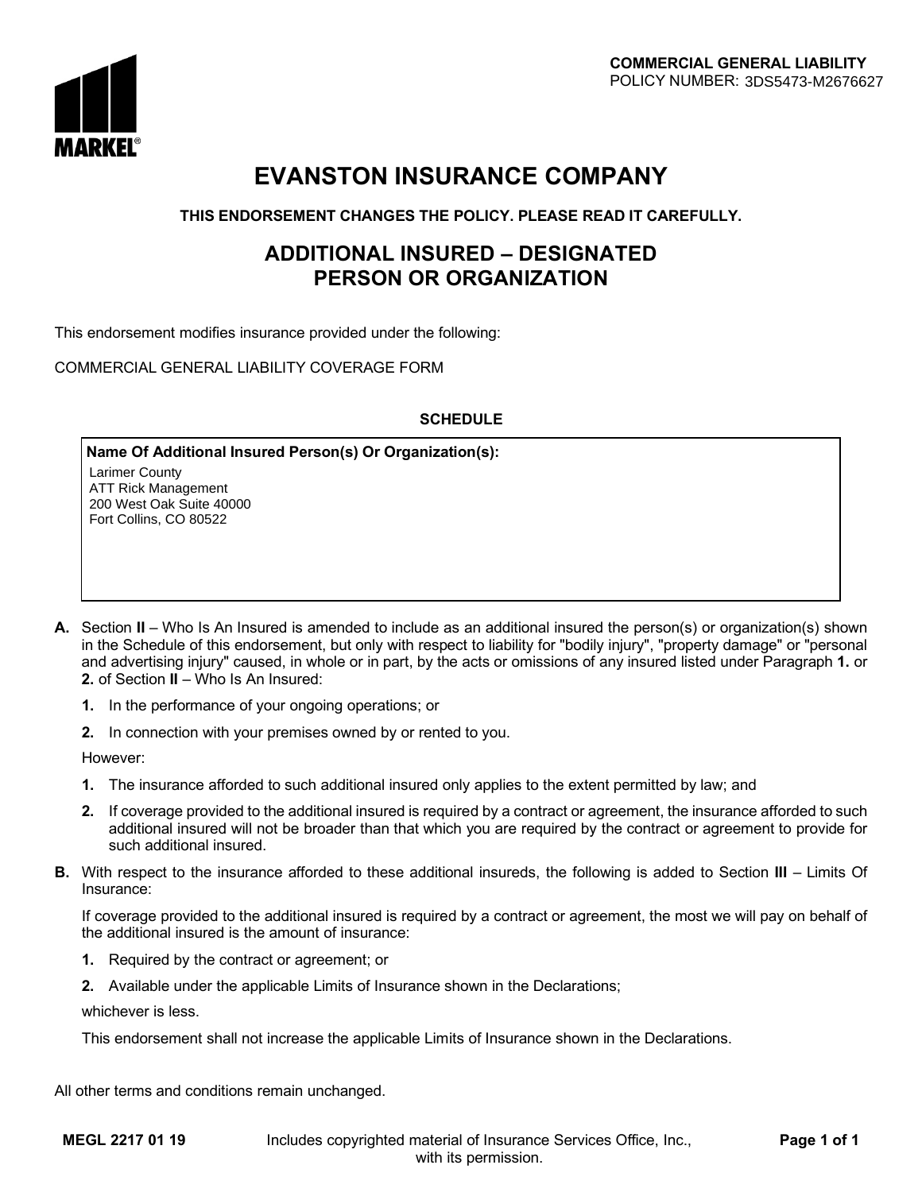COMMERCIAL GENERAL LIABILITY
POLICY NUMBER: 3DS5473-M2676627

# EVANSTON INSURANCE COMPANY

**THIS ENDORSEMENT CHANGES THE POLICY. PLEASE READ IT CAREFULLY.**

## ADDITIONAL INSURED – DESIGNATED PERSON OR ORGANIZATION

This endorsement modifies insurance provided under the following:

COMMERCIAL GENERAL LIABILITY COVERAGE FORM

**SCHEDULE**

| Name Of Additional Insured Person(s) Or Organization(s): |
| --- |
| Larimer County<br>ATT Rick Management<br>200 West Oak Suite 40000<br>Fort Collins, CO 80522 |

**A.** Section **II** – Who Is An Insured is amended to include as an additional insured the person(s) or organization(s) shown in the Schedule of this endorsement, but only with respect to liability for "bodily injury", "property damage" or "personal and advertising injury" caused, in whole or in part, by the acts or omissions of any insured listed under Paragraph **1.** or **2.** of Section **II** – Who Is An Insured:

**1.** In the performance of your ongoing operations; or

**2.** In connection with your premises owned by or rented to you.

However:

**1.** The insurance afforded to such additional insured only applies to the extent permitted by law; and

**2.** If coverage provided to the additional insured is required by a contract or agreement, the insurance afforded to such additional insured will not be broader than that which you are required by the contract or agreement to provide for such additional insured.

**B.** With respect to the insurance afforded to these additional insureds, the following is added to Section **III** – Limits Of Insurance:

If coverage provided to the additional insured is required by a contract or agreement, the most we will pay on behalf of the additional insured is the amount of insurance:

**1.** Required by the contract or agreement; or

**2.** Available under the applicable Limits of Insurance shown in the Declarations;

whichever is less.

This endorsement shall not increase the applicable Limits of Insurance shown in the Declarations.

All other terms and conditions remain unchanged.

MEGL 2217 01 19 Includes copyrighted material of Insurance Services Office, Inc., with its permission.